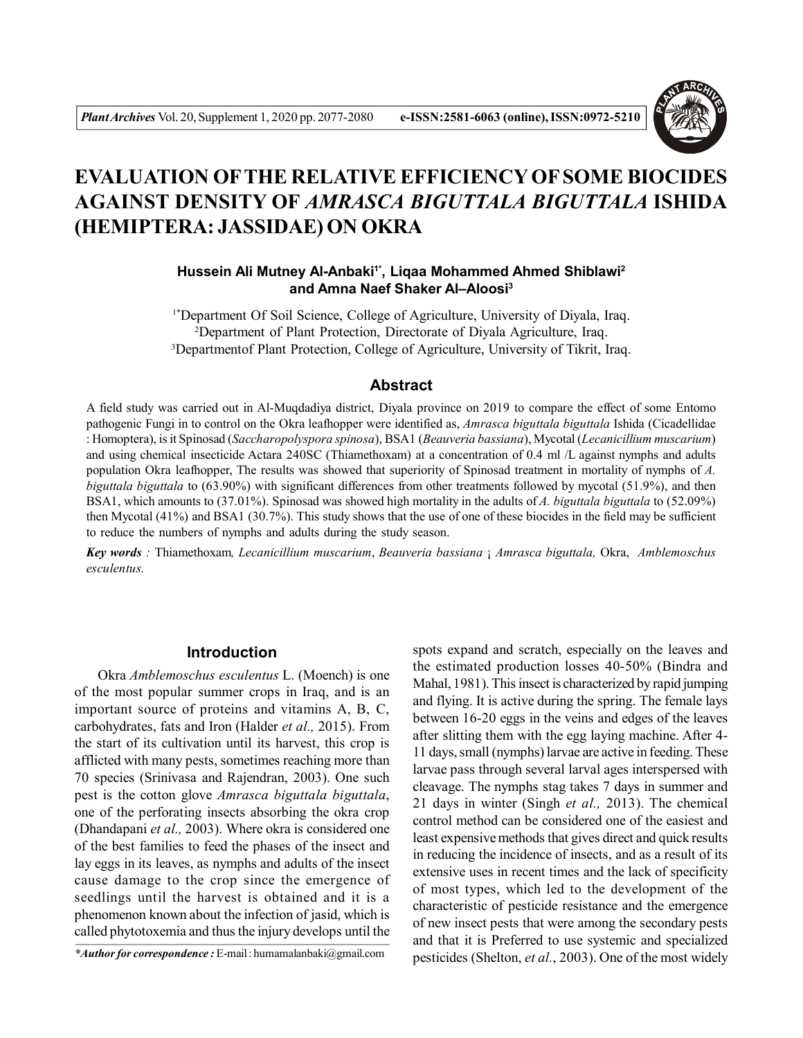# EVALUATION OF THE RELATIVE EFFICIENCY OF SOME BIOCIDES AGAINST DENSITY OF *AMRASCA BIGUTTALA BIGUTTALA* ISHIDA (HEMIPTERA: JASSIDAE) ON OKRA

**Hussein Ali Mutney Al-Anbaki[1*], Liqaa Mohammed Ahmed Shiblawi[2] and Amna Naef Shaker Al–Aloosi[3]**

[1*]Department Of Soil Science, College of Agriculture, University of Diyala, Iraq.
[2]Department of Plant Protection, Directorate of Diyala Agriculture, Iraq.
[3]Departmentof Plant Protection, College of Agriculture, University of Tikrit, Iraq.

## Abstract

A field study was carried out in Al-Muqdadiya district, Diyala province on 2019 to compare the effect of some Entomo pathogenic Fungi in to control on the Okra leafhopper were identified as, *Amrasca biguttala biguttala* Ishida (Cicadellidae : Homoptera), is it Spinosad (*Saccharopolyspora spinosa*), BSA1 (*Beauveria bassiana*), Mycotal (*Lecanicillium muscarium*) and using chemical insecticide Actara 240SC (Thiamethoxam) at a concentration of 0.4 ml /L against nymphs and adults population Okra leafhopper, The results was showed that superiority of Spinosad treatment in mortality of nymphs of *A. biguttala biguttala* to (63.90%) with significant differences from other treatments followed by mycotal (51.9%), and then BSA1, which amounts to (37.01%). Spinosad was showed high mortality in the adults of *A. biguttala biguttala* to (52.09%) then Mycotal (41%) and BSA1 (30.7%). This study shows that the use of one of these biocides in the field may be sufficient to reduce the numbers of nymphs and adults during the study season.

***Key words :*** Thiamethoxam*, Lecanicillium muscarium*, *Beauveria bassiana* ¡ *Amrasca biguttala,* Okra, *Amblemoschus esculentus.*

## Introduction

Okra *Amblemoschus esculentus* L. (Moench) is one of the most popular summer crops in Iraq, and is an important source of proteins and vitamins A, B, C, carbohydrates, fats and Iron (Halder *et al.,* 2015). From the start of its cultivation until its harvest, this crop is afflicted with many pests, sometimes reaching more than 70 species (Srinivasa and Rajendran, 2003). One such pest is the cotton glove *Amrasca biguttala biguttala*, one of the perforating insects absorbing the okra crop (Dhandapani *et al.,* 2003). Where okra is considered one of the best families to feed the phases of the insect and lay eggs in its leaves, as nymphs and adults of the insect cause damage to the crop since the emergence of seedlings until the harvest is obtained and it is a phenomenon known about the infection of jasid, which is called phytotoxemia and thus the injury develops until the spots expand and scratch, especially on the leaves and the estimated production losses 40-50% (Bindra and Mahal, 1981). This insect is characterized by rapid jumping and flying. It is active during the spring. The female lays between 16-20 eggs in the veins and edges of the leaves after slitting them with the egg laying machine. After 4-11 days, small (nymphs) larvae are active in feeding. These larvae pass through several larval ages interspersed with cleavage. The nymphs stag takes 7 days in summer and 21 days in winter (Singh *et al.,* 2013). The chemical control method can be considered one of the easiest and least expensive methods that gives direct and quick results in reducing the incidence of insects, and as a result of its extensive uses in recent times and the lack of specificity of most types, which led to the development of the characteristic of pesticide resistance and the emergence of new insect pests that were among the secondary pests and that it is Preferred to use systemic and specialized pesticides (Shelton, *et al.*, 2003). One of the most widely

*\*Author for correspondence :* E-mail : humamalanbaki@gmail.com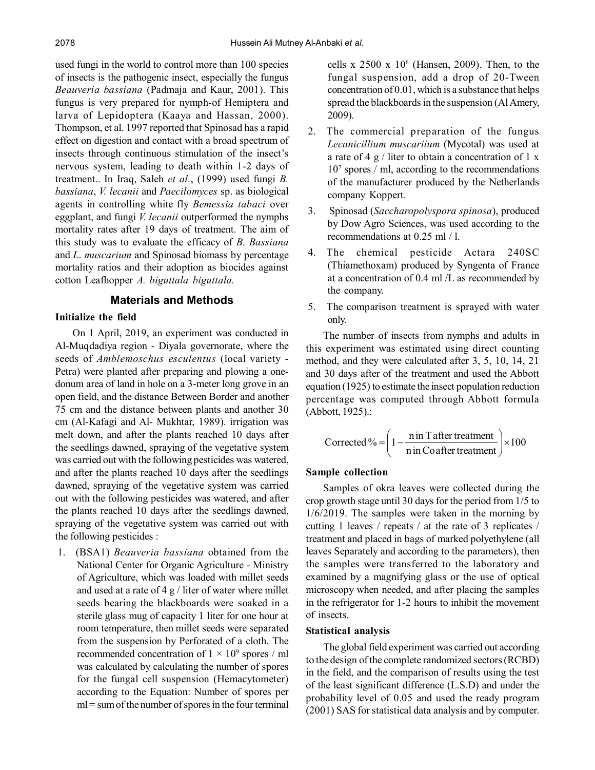used fungi in the world to control more than 100 species of insects is the pathogenic insect, especially the fungus *Beauveria bassiana* (Padmaja and Kaur, 2001). This fungus is very prepared for nymph-of Hemiptera and larva of Lepidoptera (Kaaya and Hassan, 2000). Thompson, et al. 1997 reported that Spinosad has a rapid effect on digestion and contact with a broad spectrum of insects through continuous stimulation of the insect's nervous system, leading to death within 1-2 days of treatment.. In Iraq, Saleh *et al*., (1999) used fungi *B. bassiana*, *V. lecanii* and *Paecilomyces* sp. as biological agents in controlling white fly *Bemessia tabaci* over eggplant, and fungi *V. lecanii* outperformed the nymphs mortality rates after 19 days of treatment. The aim of this study was to evaluate the efficacy of *B*. *Bassiana* and *L*. *muscarium* and Spinosad biomass by percentage mortality ratios and their adoption as biocides against cotton Leafhopper *A. biguttala biguttala.*

## Materials and Methods

### Initialize the field

On 1 April, 2019, an experiment was conducted in Al-Muqdadiya region - Diyala governorate, where the seeds of *Amblemoschus esculentus* (local variety - Petra) were planted after preparing and plowing a one-donum area of land in hole on a 3-meter long grove in an open field, and the distance Between Border and another 75 cm and the distance between plants and another 30 cm (Al-Kafagi and Al- Mukhtar, 1989). irrigation was melt down, and after the plants reached 10 days after the seedlings dawned, spraying of the vegetative system was carried out with the following pesticides was watered, and after the plants reached 10 days after the seedlings dawned, spraying of the vegetative system was carried out with the following pesticides was watered, and after the plants reached 10 days after the seedlings dawned, spraying of the vegetative system was carried out with the following pesticides :

1. (BSA1) *Beauveria bassiana* obtained from the National Center for Organic Agriculture - Ministry of Agriculture, which was loaded with millet seeds and used at a rate of 4 g / liter of water where millet seeds bearing the blackboards were soaked in a sterile glass mug of capacity 1 liter for one hour at room temperature, then millet seeds were separated from the suspension by Perforated of a cloth. The recommended concentration of $1 \times 10^9$ spores / ml was calculated by calculating the number of spores for the fungal cell suspension (Hemacytometer) according to the Equation: Number of spores per ml = sum of the number of spores in the four terminal cells x 2500 x $10^6$ (Hansen, 2009). Then, to the fungal suspension, add a drop of 20-Tween concentration of 0.01, which is a substance that helps spread the blackboards in the suspension (Al Amery, 2009).
2. The commercial preparation of the fungus *Lecanicillium muscariium* (Mycotal) was used at a rate of 4 g / liter to obtain a concentration of 1 x $10^7$ spores / ml, according to the recommendations of the manufacturer produced by the Netherlands company Koppert.
3. Spinosad (*Saccharopolyspora spinosa*), produced by Dow Agro Sciences, was used according to the recommendations at 0.25 ml / l.
4. The chemical pesticide Actara 240SC (Thiamethoxam) produced by Syngenta of France at a concentration of 0.4 ml /L as recommended by the company.
5. The comparison treatment is sprayed with water only.

The number of insects from nymphs and adults in this experiment was estimated using direct counting method, and they were calculated after 3, 5, 10, 14, 21 and 30 days after of the treatment and used the Abbott equation (1925) to estimate the insect population reduction percentage was computed through Abbott formula (Abbott, 1925).:

$$\text{Corrected}\,\% = \left(1 - \frac{\text{n in T after treatment}}{\text{n in Co after treatment}}\right) \times 100$$

### Sample collection

Samples of okra leaves were collected during the crop growth stage until 30 days for the period from 1/5 to 1/6/2019. The samples were taken in the morning by cutting 1 leaves / repeats / at the rate of 3 replicates / treatment and placed in bags of marked polyethylene (all leaves Separately and according to the parameters), then the samples were transferred to the laboratory and examined by a magnifying glass or the use of optical microscopy when needed, and after placing the samples in the refrigerator for 1-2 hours to inhibit the movement of insects.

### Statistical analysis

The global field experiment was carried out according to the design of the complete randomized sectors (RCBD) in the field, and the comparison of results using the test of the least significant difference (L.S.D) and under the probability level of 0.05 and used the ready program (2001) SAS for statistical data analysis and by computer.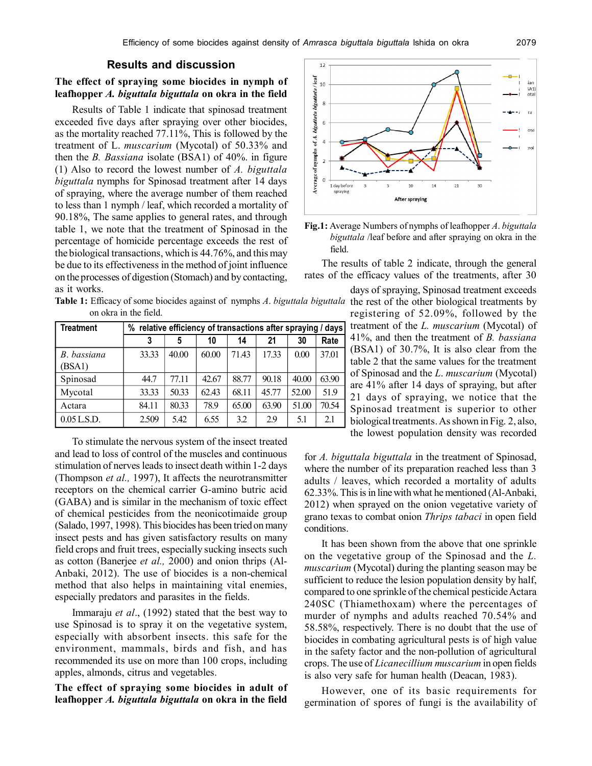## Results and discussion

### The effect of spraying some biocides in nymph of leafhopper *A. biguttala biguttala* on okra in the field

Results of Table 1 indicate that spinosad treatment exceeded five days after spraying over other biocides, as the mortality reached 77.11%, This is followed by the treatment of L. *muscarium* (Mycotal) of 50.33% and then the *B. Bassiana* isolate (BSA1) of 40%. in figure (1) Also to record the lowest number of *A. biguttala biguttala* nymphs for Spinosad treatment after 14 days of spraying, where the average number of them reached to less than 1 nymph / leaf, which recorded a mortality of 90.18%, The same applies to general rates, and through table 1, we note that the treatment of Spinosad in the percentage of homicide percentage exceeds the rest of the biological transactions, which is 44.76%, and this may be due to its effectiveness in the method of joint influence on the processes of digestion (Stomach) and by contacting, as it works.

**Table 1:** Efficacy of some biocides against of nymphs *A. biguttala biguttala* on okra in the field.

| Treatment | % relative efficiency of transactions after spraying / days | | | | | | |
|---|---|---|---|---|---|---|---|
| | 3 | 5 | 10 | 14 | 21 | 30 | Rate |
| *B. bassiana* (BSA1) | 33.33 | 40.00 | 60.00 | 71.43 | 17.33 | 0.00 | 37.01 |
| Spinosad | 44.7 | 77.11 | 42.67 | 88.77 | 90.18 | 40.00 | 63.90 |
| Mycotal | 33.33 | 50.33 | 62.43 | 68.11 | 45.77 | 52.00 | 51.9 |
| Actara | 84.11 | 80.33 | 78.9 | 65.00 | 63.90 | 51.00 | 70.54 |
| 0.05 L.S.D. | 2.509 | 5.42 | 6.55 | 3.2 | 2.9 | 5.1 | 2.1 |

To stimulate the nervous system of the insect treated and lead to loss of control of the muscles and continuous stimulation of nerves leads to insect death within 1-2 days (Thompson *et al.,* 1997), It affects the neurotransmitter receptors on the chemical carrier G-amino butric acid (GABA) and is similar in the mechanism of toxic effect of chemical pesticides from the neonicotimaide group (Salado, 1997, 1998). This biocides has been tried on many insect pests and has given satisfactory results on many field crops and fruit trees, especially sucking insects such as cotton (Banerjee *et al.,* 2000) and onion thrips (Al-Anbaki, 2012). The use of biocides is a non-chemical method that also helps in maintaining vital enemies, especially predators and parasites in the fields.

Immaraju *et al*., (1992) stated that the best way to use Spinosad is to spray it on the vegetative system, especially with absorbent insects. this safe for the environment, mammals, birds and fish, and has recommended its use on more than 100 crops, including apples, almonds, citrus and vegetables.

### The effect of spraying some biocides in adult of leafhopper *A. biguttala biguttala* on okra in the field

**Fig.1:** Average Numbers of nymphs of leafhopper *A. biguttala biguttala* /leaf before and after spraying on okra in the field.

The results of table 2 indicate, through the general rates of the efficacy values of the treatments, after 30 days of spraying, Spinosad treatment exceeds the rest of the other biological treatments by registering of 52.09%, followed by the treatment of the *L. muscarium* (Mycotal) of 41%, and then the treatment of *B. bassiana* (BSA1) of 30.7%, It is also clear from the table 2 that the same values for the treatment of Spinosad and the *L. muscarium* (Mycotal) are 41% after 14 days of spraying, but after 21 days of spraying, we notice that the Spinosad treatment is superior to other biological treatments. As shown in Fig. 2, also, the lowest population density was recorded for *A. biguttala biguttala* in the treatment of Spinosad, where the number of its preparation reached less than 3 adults / leaves, which recorded a mortality of adults 62.33%. This is in line with what he mentioned (Al-Anbaki, 2012) when sprayed on the onion vegetative variety of grano texas to combat onion *Thrips tabaci* in open field conditions.

It has been shown from the above that one sprinkle on the vegetative group of the Spinosad and the *L. muscarium* (Mycotal) during the planting season may be sufficient to reduce the lesion population density by half, compared to one sprinkle of the chemical pesticide Actara 240SC (Thiamethoxam) where the percentages of murder of nymphs and adults reached 70.54% and 58.58%, respectively. There is no doubt that the use of biocides in combating agricultural pests is of high value in the safety factor and the non-pollution of agricultural crops. The use of *Licanecillium muscarium* in open fields is also very safe for human health (Deacan, 1983).

However, one of its basic requirements for germination of spores of fungi is the availability of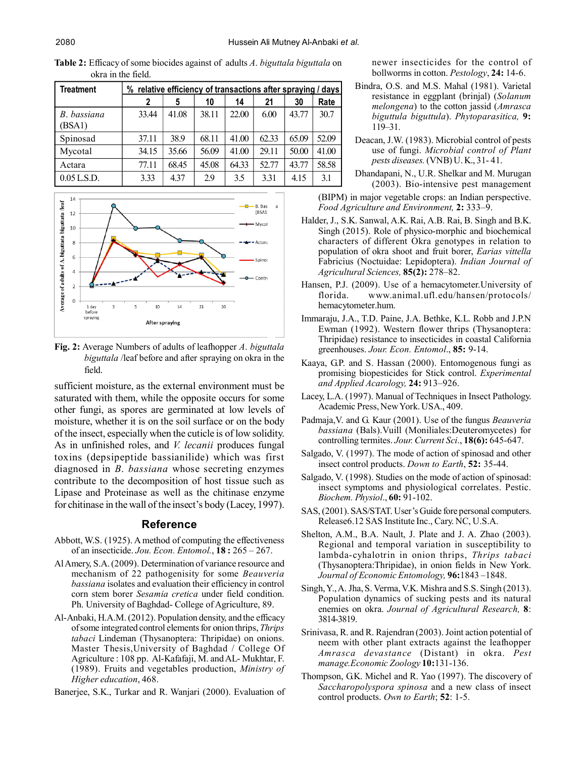**Table 2:** Efficacy of some biocides against of adults *A. biguttala biguttala* on okra in the field.

| Treatment | % relative efficiency of transactions after spraying / days | | | | | | |
|---|---|---|---|---|---|---|---|
| | 2 | 5 | 10 | 14 | 21 | 30 | Rate |
| *B. bassiana* (BSA1) | 33.44 | 41.08 | 38.11 | 22.00 | 6.00 | 43.77 | 30.7 |
| Spinosad | 37.11 | 38.9 | 68.11 | 41.00 | 62.33 | 65.09 | 52.09 |
| Mycotal | 34.15 | 35.66 | 56.09 | 41.00 | 29.11 | 50.00 | 41.00 |
| Actara | 77.11 | 68.45 | 45.08 | 64.33 | 52.77 | 43.77 | 58.58 |
| 0.05 L.S.D. | 3.33 | 4.37 | 2.9 | 3.5 | 3.31 | 4.15 | 3.1 |

Average of adults of A. biguttata biguttata /leaf

14
12
10
8
6
4
2
0

1 day before spraying
3
5
10
14
21
30

After spraying

B. Bas (BSA1
Mycot
Actara
Spinos
Contr

**Fig. 2:** Average Numbers of adults of leafhopper *A. biguttala biguttala* /leaf before and after spraying on okra in the field.

sufficient moisture, as the external environment must be saturated with them, while the opposite occurs for some other fungi, as spores are germinated at low levels of moisture, whether it is on the soil surface or on the body of the insect, especially when the cuticle is of low solidity. As in unfinished roles, and *V. lecanii* produces fungal toxins (depsipeptide bassianilide) which was first diagnosed in *B. bassiana* whose secreting enzymes contribute to the decomposition of host tissue such as Lipase and Proteinase as well as the chitinase enzyme for chitinase in the wall of the insect's body (Lacey, 1997).

## Reference

Abbott, W.S. (1925). A method of computing the effectiveness of an insecticide. *Jou. Econ. Entomol.*, **18 :** 265 – 267.

Al Amery, S.A. (2009). Determination of variance resource and mechanism of 22 pathogenisity for some *Beauveria bassiana* isolates and evaluation their efficiency in control corn stem borer *Sesamia cretica* under field condition. Ph. University of Baghdad- College of Agriculture, 89.

Al-Anbaki, H.A.M. (2012). Population density, and the efficacy of some integrated control elements for onion thrips, *Thrips tabaci* Lindeman (Thysanoptera: Thripidae) on onions. Master Thesis, University of Baghdad / College Of Agriculture : 108 pp. Al-Kafafaji, M. and AL- Mukhtar, F. (1989). Fruits and vegetables production, *Ministry of Higher education*, 468.

Banerjee, S.K., Turkar and R. Wanjari (2000). Evaluation of newer insecticides for the control of bollworms in cotton. *Pestology*, **24:** 14-6.

Bindra, O.S. and M.S. Mahal (1981). Varietal resistance in eggplant (brinjal) (*Solanum melongena*) to the cotton jassid (*Amrasca biguttula biguttula*). *Phytoparasitica,* **9:** 119–31.

Deacan, J.W. (1983). Microbial control of pests use of fungi. *Microbial control of Plant pests diseases.* (VNB) U. K., 31- 41.

Dhandapani, N., U.R. Shelkar and M. Murugan (2003). Bio-intensive pest management (BIPM) in major vegetable crops: an Indian perspective. *Food Agriculture and Environment,* **2:** 333–9.

Halder, J., S.K. Sanwal, A.K. Rai, A.B. Rai, B. Singh and B.K. Singh (2015). Role of physico-morphic and biochemical characters of different Okra genotypes in relation to population of okra shoot and fruit borer, *Earias vittella* Fabricius (Noctuidae: Lepidoptera). *Indian Journal of Agricultural Sciences,* **85(2):** 278–82.

Hansen, P.J. (2009). Use of a hemacytometer.University of florida. www.animal.ufl.edu/hansen/protocols/hemacytometer.hum.

Immaraju, J.A., T.D. Paine, J.A. Bethke, K.L. Robb and J.P.N Ewman (1992). Western flower thrips (Thysanoptera: Thripidae) resistance to insecticides in coastal California greenhouses. *Jour. Econ. Entomol*., **85:** 9-14.

Kaaya, G.P. and S. Hassan (2000). Entomogenous fungi as promising biopesticides for Stick control. *Experimental and Applied Acarology,* **24:** 913–926.

Lacey, L.A. (1997). Manual of Techniques in Insect Pathology. Academic Press, New York. USA., 409.

Padmaja,V. and G. Kaur (2001). Use of the fungus *Beauveria bassiana* (Bals).Vuill (Moniliales:Deuteromycetes) for controlling termites. *Jour. Current Sci*., **18(6):** 645-647.

Salgado, V. (1997). The mode of action of spinosad and other insect control products. *Down to Earth*, **52:** 35-44.

Salgado, V. (1998). Studies on the mode of action of spinosad: insect symptoms and physiological correlates. *Pestic. Biochem. Physiol*., **60:** 91-102.

SAS, (2001). SAS/STAT. User's Guide fore personal computers. Release6.12 SAS Institute Inc., Cary. NC, U.S.A.

Shelton, A.M., B.A. Nault, J. Plate and J. A. Zhao (2003). Regional and temporal variation in susceptibility to lambda-cyhalotrin in onion thrips, *Thrips tabaci* (Thysanoptera:Thripidae), in onion fields in New York. *Journal of Economic Entomology,* **96:**1843 –1848.

Singh, Y., A. Jha, S. Verma, V.K. Mishra and S.S. Singh (2013). Population dynamics of sucking pests and its natural enemies on okra. *Journal of Agricultural Research,* **8**: 3814-3819.

Srinivasa, R. and R. Rajendran (2003). Joint action potential of neem with other plant extracts against the leafhopper *Amrasca devastance* (Distant) in okra. *Pest manage.Economic Zoology* **10:**131-136.

Thompson, G.K. Michel and R. Yao (1997). The discovery of *Saccharopolyspora spinosa* and a new class of insect control products. *Own to Earth*; **52**: 1-5.